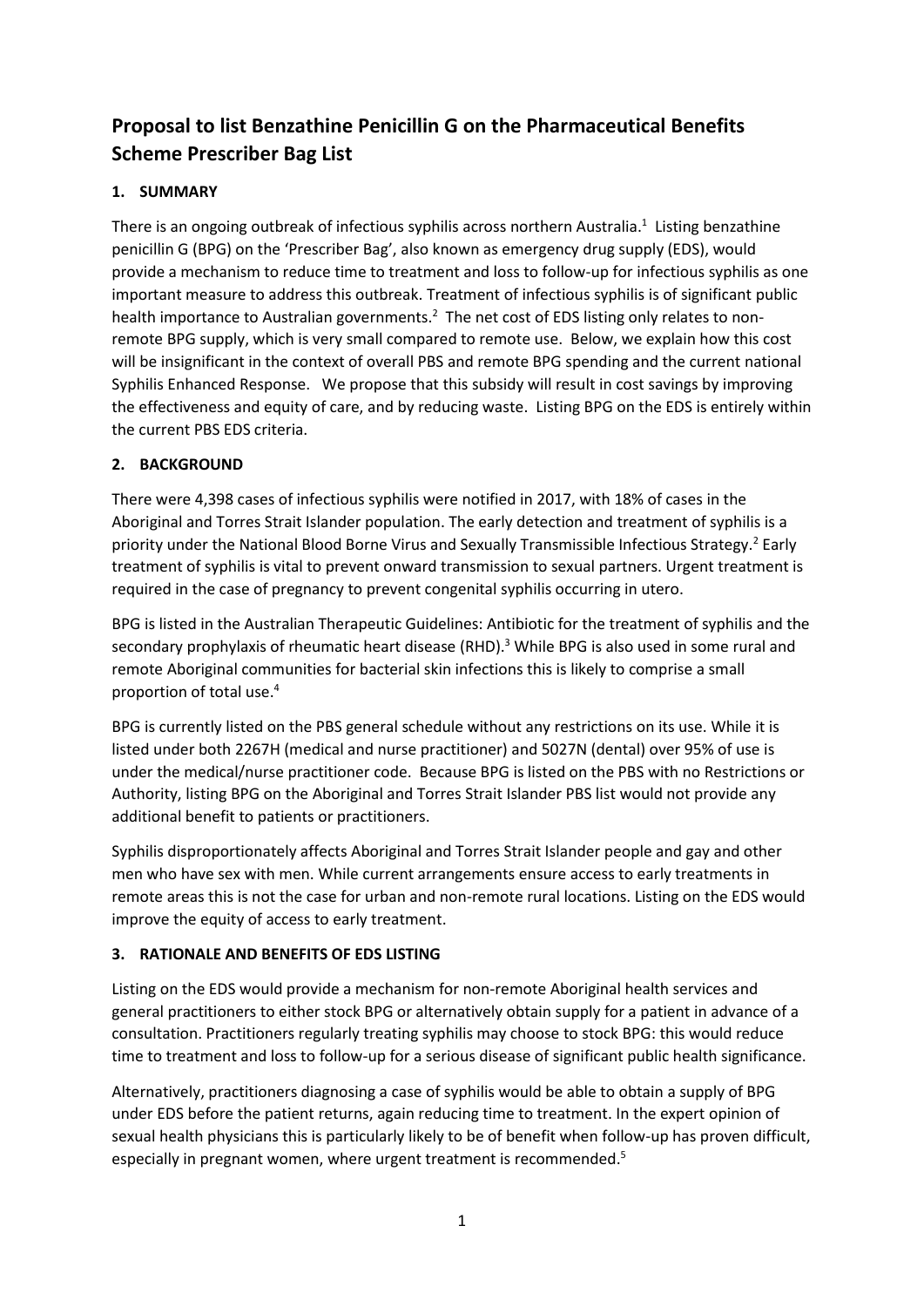# Proposal to list Benzathine Penicillin G on the Pharmaceutical Benefits Scheme Prescriber Bag List

## 1. SUMMARY

There is an ongoing outbreak of infectious syphilis across northern Australia.[1] Listing benzathine penicillin G (BPG) on the 'Prescriber Bag', also known as emergency drug supply (EDS), would provide a mechanism to reduce time to treatment and loss to follow-up for infectious syphilis as one important measure to address this outbreak. Treatment of infectious syphilis is of significant public health importance to Australian governments.[2] The net cost of EDS listing only relates to non-remote BPG supply, which is very small compared to remote use. Below, we explain how this cost will be insignificant in the context of overall PBS and remote BPG spending and the current national Syphilis Enhanced Response. We propose that this subsidy will result in cost savings by improving the effectiveness and equity of care, and by reducing waste. Listing BPG on the EDS is entirely within the current PBS EDS criteria.

## 2. BACKGROUND

There were 4,398 cases of infectious syphilis were notified in 2017, with 18% of cases in the Aboriginal and Torres Strait Islander population. The early detection and treatment of syphilis is a priority under the National Blood Borne Virus and Sexually Transmissible Infectious Strategy.[2] Early treatment of syphilis is vital to prevent onward transmission to sexual partners. Urgent treatment is required in the case of pregnancy to prevent congenital syphilis occurring in utero.

BPG is listed in the Australian Therapeutic Guidelines: Antibiotic for the treatment of syphilis and the secondary prophylaxis of rheumatic heart disease (RHD).[3] While BPG is also used in some rural and remote Aboriginal communities for bacterial skin infections this is likely to comprise a small proportion of total use.[4]

BPG is currently listed on the PBS general schedule without any restrictions on its use. While it is listed under both 2267H (medical and nurse practitioner) and 5027N (dental) over 95% of use is under the medical/nurse practitioner code. Because BPG is listed on the PBS with no Restrictions or Authority, listing BPG on the Aboriginal and Torres Strait Islander PBS list would not provide any additional benefit to patients or practitioners.

Syphilis disproportionately affects Aboriginal and Torres Strait Islander people and gay and other men who have sex with men. While current arrangements ensure access to early treatments in remote areas this is not the case for urban and non-remote rural locations. Listing on the EDS would improve the equity of access to early treatment.

## 3. RATIONALE AND BENEFITS OF EDS LISTING

Listing on the EDS would provide a mechanism for non-remote Aboriginal health services and general practitioners to either stock BPG or alternatively obtain supply for a patient in advance of a consultation. Practitioners regularly treating syphilis may choose to stock BPG: this would reduce time to treatment and loss to follow-up for a serious disease of significant public health significance.

Alternatively, practitioners diagnosing a case of syphilis would be able to obtain a supply of BPG under EDS before the patient returns, again reducing time to treatment. In the expert opinion of sexual health physicians this is particularly likely to be of benefit when follow-up has proven difficult, especially in pregnant women, where urgent treatment is recommended.[5]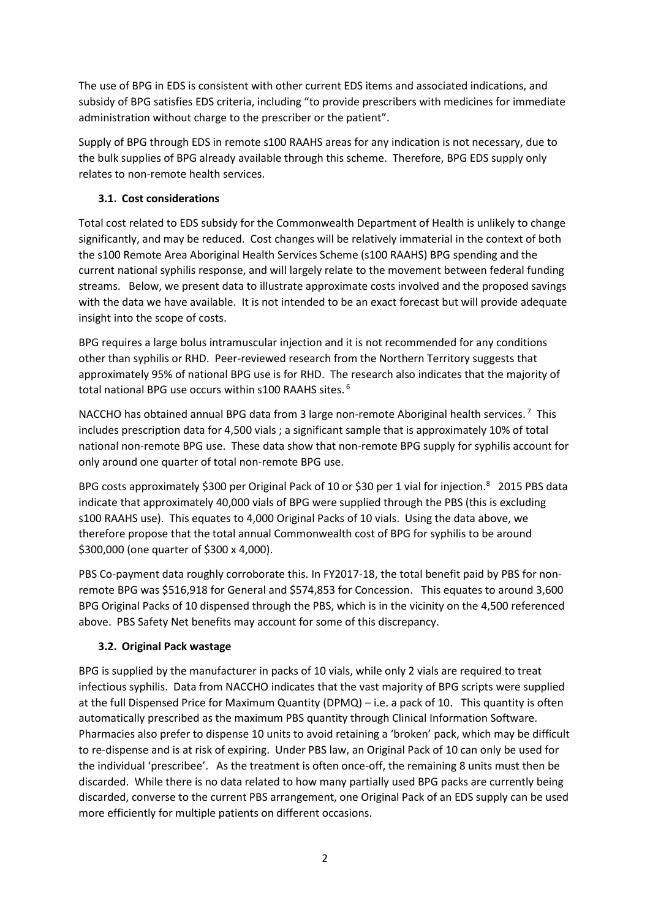The use of BPG in EDS is consistent with other current EDS items and associated indications, and subsidy of BPG satisfies EDS criteria, including "to provide prescribers with medicines for immediate administration without charge to the prescriber or the patient".

Supply of BPG through EDS in remote s100 RAAHS areas for any indication is not necessary, due to the bulk supplies of BPG already available through this scheme. Therefore, BPG EDS supply only relates to non-remote health services.

### 3.1. Cost considerations

Total cost related to EDS subsidy for the Commonwealth Department of Health is unlikely to change significantly, and may be reduced. Cost changes will be relatively immaterial in the context of both the s100 Remote Area Aboriginal Health Services Scheme (s100 RAAHS) BPG spending and the current national syphilis response, and will largely relate to the movement between federal funding streams. Below, we present data to illustrate approximate costs involved and the proposed savings with the data we have available. It is not intended to be an exact forecast but will provide adequate insight into the scope of costs.

BPG requires a large bolus intramuscular injection and it is not recommended for any conditions other than syphilis or RHD. Peer-reviewed research from the Northern Territory suggests that approximately 95% of national BPG use is for RHD. The research also indicates that the majority of total national BPG use occurs within s100 RAAHS sites. [6]

NACCHO has obtained annual BPG data from 3 large non-remote Aboriginal health services. [7] This includes prescription data for 4,500 vials ; a significant sample that is approximately 10% of total national non-remote BPG use. These data show that non-remote BPG supply for syphilis account for only around one quarter of total non-remote BPG use.

BPG costs approximately $300 per Original Pack of 10 or $30 per 1 vial for injection.[8] 2015 PBS data indicate that approximately 40,000 vials of BPG were supplied through the PBS (this is excluding s100 RAAHS use). This equates to 4,000 Original Packs of 10 vials. Using the data above, we therefore propose that the total annual Commonwealth cost of BPG for syphilis to be around $300,000 (one quarter of $300 x 4,000).

PBS Co-payment data roughly corroborate this. In FY2017-18, the total benefit paid by PBS for non-remote BPG was $516,918 for General and $574,853 for Concession. This equates to around 3,600 BPG Original Packs of 10 dispensed through the PBS, which is in the vicinity on the 4,500 referenced above. PBS Safety Net benefits may account for some of this discrepancy.

### 3.2. Original Pack wastage

BPG is supplied by the manufacturer in packs of 10 vials, while only 2 vials are required to treat infectious syphilis. Data from NACCHO indicates that the vast majority of BPG scripts were supplied at the full Dispensed Price for Maximum Quantity (DPMQ) – i.e. a pack of 10. This quantity is often automatically prescribed as the maximum PBS quantity through Clinical Information Software. Pharmacies also prefer to dispense 10 units to avoid retaining a 'broken' pack, which may be difficult to re-dispense and is at risk of expiring. Under PBS law, an Original Pack of 10 can only be used for the individual 'prescribee'. As the treatment is often once-off, the remaining 8 units must then be discarded. While there is no data related to how many partially used BPG packs are currently being discarded, converse to the current PBS arrangement, one Original Pack of an EDS supply can be used more efficiently for multiple patients on different occasions.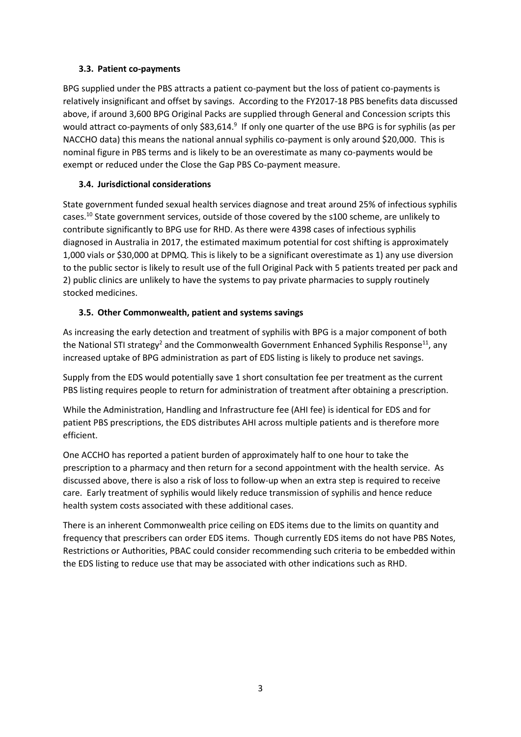### 3.3. Patient co-payments

BPG supplied under the PBS attracts a patient co-payment but the loss of patient co-payments is relatively insignificant and offset by savings. According to the FY2017-18 PBS benefits data discussed above, if around 3,600 BPG Original Packs are supplied through General and Concession scripts this would attract co-payments of only $83,614.[9] If only one quarter of the use BPG is for syphilis (as per NACCHO data) this means the national annual syphilis co-payment is only around $20,000. This is nominal figure in PBS terms and is likely to be an overestimate as many co-payments would be exempt or reduced under the Close the Gap PBS Co-payment measure.

### 3.4. Jurisdictional considerations

State government funded sexual health services diagnose and treat around 25% of infectious syphilis cases.[10] State government services, outside of those covered by the s100 scheme, are unlikely to contribute significantly to BPG use for RHD. As there were 4398 cases of infectious syphilis diagnosed in Australia in 2017, the estimated maximum potential for cost shifting is approximately 1,000 vials or $30,000 at DPMQ. This is likely to be a significant overestimate as 1) any use diversion to the public sector is likely to result use of the full Original Pack with 5 patients treated per pack and 2) public clinics are unlikely to have the systems to pay private pharmacies to supply routinely stocked medicines.

### 3.5. Other Commonwealth, patient and systems savings

As increasing the early detection and treatment of syphilis with BPG is a major component of both the National STI strategy[2] and the Commonwealth Government Enhanced Syphilis Response[11], any increased uptake of BPG administration as part of EDS listing is likely to produce net savings.

Supply from the EDS would potentially save 1 short consultation fee per treatment as the current PBS listing requires people to return for administration of treatment after obtaining a prescription.

While the Administration, Handling and Infrastructure fee (AHI fee) is identical for EDS and for patient PBS prescriptions, the EDS distributes AHI across multiple patients and is therefore more efficient.

One ACCHO has reported a patient burden of approximately half to one hour to take the prescription to a pharmacy and then return for a second appointment with the health service. As discussed above, there is also a risk of loss to follow-up when an extra step is required to receive care. Early treatment of syphilis would likely reduce transmission of syphilis and hence reduce health system costs associated with these additional cases.

There is an inherent Commonwealth price ceiling on EDS items due to the limits on quantity and frequency that prescribers can order EDS items. Though currently EDS items do not have PBS Notes, Restrictions or Authorities, PBAC could consider recommending such criteria to be embedded within the EDS listing to reduce use that may be associated with other indications such as RHD.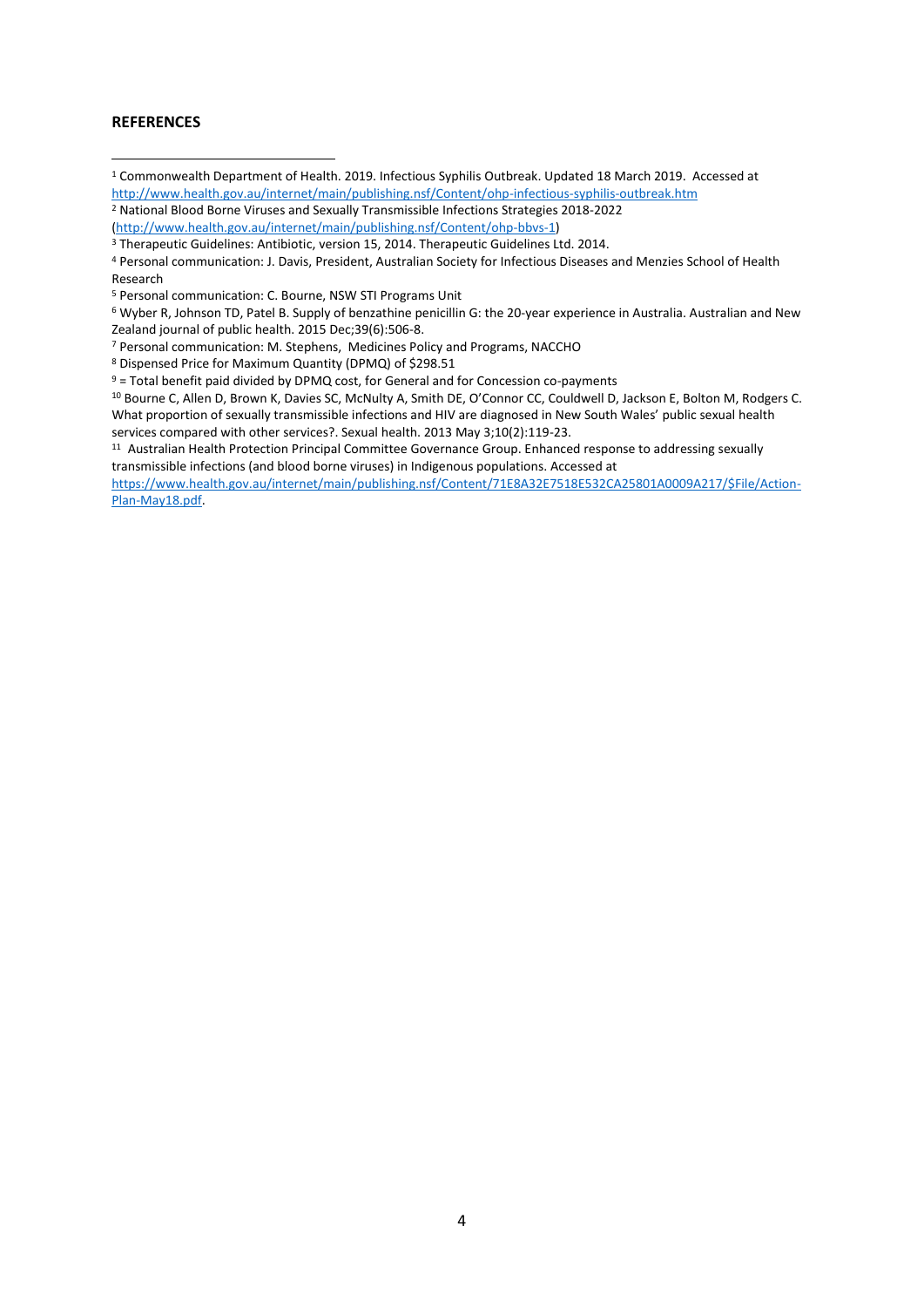**REFERENCES**

[1] Commonwealth Department of Health. 2019. Infectious Syphilis Outbreak. Updated 18 March 2019. Accessed at http://www.health.gov.au/internet/main/publishing.nsf/Content/ohp-infectious-syphilis-outbreak.htm

[2] National Blood Borne Viruses and Sexually Transmissible Infections Strategies 2018-2022 (http://www.health.gov.au/internet/main/publishing.nsf/Content/ohp-bbvs-1)

[3] Therapeutic Guidelines: Antibiotic, version 15, 2014. Therapeutic Guidelines Ltd. 2014.

[4] Personal communication: J. Davis, President, Australian Society for Infectious Diseases and Menzies School of Health Research

[5] Personal communication: C. Bourne, NSW STI Programs Unit

[6] Wyber R, Johnson TD, Patel B. Supply of benzathine penicillin G: the 20-year experience in Australia. Australian and New Zealand journal of public health. 2015 Dec;39(6):506-8.

[7] Personal communication: M. Stephens, Medicines Policy and Programs, NACCHO

[8] Dispensed Price for Maximum Quantity (DPMQ) of $298.51

[9] = Total benefit paid divided by DPMQ cost, for General and for Concession co-payments

[10] Bourne C, Allen D, Brown K, Davies SC, McNulty A, Smith DE, O'Connor CC, Couldwell D, Jackson E, Bolton M, Rodgers C. What proportion of sexually transmissible infections and HIV are diagnosed in New South Wales' public sexual health services compared with other services?. Sexual health. 2013 May 3;10(2):119-23.

[11] Australian Health Protection Principal Committee Governance Group. Enhanced response to addressing sexually transmissible infections (and blood borne viruses) in Indigenous populations. Accessed at https://www.health.gov.au/internet/main/publishing.nsf/Content/71E8A32E7518E532CA25801A0009A217/$File/Action-Plan-May18.pdf.